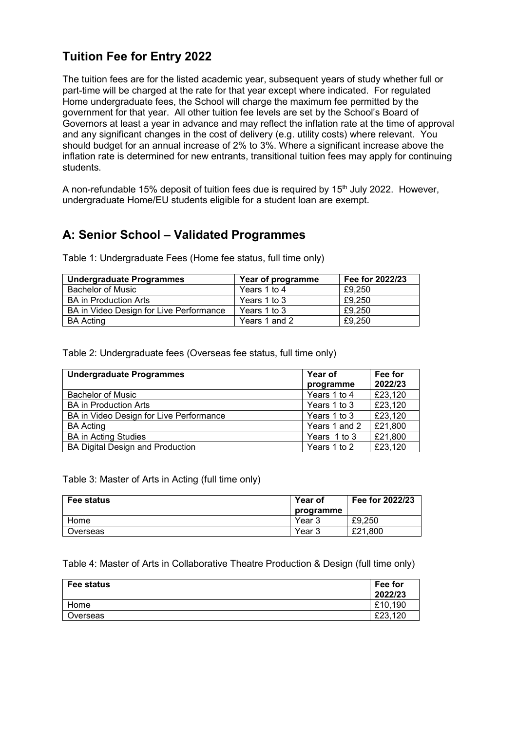# Tuition Fee for Entry 2022

The tuition fees are for the listed academic year, subsequent years of study whether full or part-time will be charged at the rate for that year except where indicated. For regulated Home undergraduate fees, the School will charge the maximum fee permitted by the government for that year. All other tuition fee levels are set by the School's Board of Governors at least a year in advance and may reflect the inflation rate at the time of approval and any significant changes in the cost of delivery (e.g. utility costs) where relevant. You should budget for an annual increase of 2% to 3%. Where a significant increase above the inflation rate is determined for new entrants, transitional tuition fees may apply for continuing students.

A non-refundable 15% deposit of tuition fees due is required by 15th July 2022. However, undergraduate Home/EU students eligible for a student loan are exempt.

## A: Senior School – Validated Programmes

Table 1: Undergraduate Fees (Home fee status, full time only)

| Undergraduate Programmes | Year of programme | Fee for 2022/23 |
|---|---|---|
| Bachelor of Music | Years 1 to 4 | £9,250 |
| BA in Production Arts | Years 1 to 3 | £9,250 |
| BA in Video Design for Live Performance | Years 1 to 3 | £9,250 |
| BA Acting | Years 1 and 2 | £9,250 |

Table 2: Undergraduate fees (Overseas fee status, full time only)

| Undergraduate Programmes | Year of programme | Fee for 2022/23 |
|---|---|---|
| Bachelor of Music | Years 1 to 4 | £23,120 |
| BA in Production Arts | Years 1 to 3 | £23,120 |
| BA in Video Design for Live Performance | Years 1 to 3 | £23,120 |
| BA Acting | Years 1 and 2 | £21,800 |
| BA in Acting Studies | Years 1 to 3 | £21,800 |
| BA Digital Design and Production | Years 1 to 2 | £23,120 |

Table 3: Master of Arts in Acting (full time only)

| Fee status | Year of programme | Fee for 2022/23 |
|---|---|---|
| Home | Year 3 | £9,250 |
| Overseas | Year 3 | £21,800 |

Table 4: Master of Arts in Collaborative Theatre Production & Design (full time only)

| Fee status | Fee for 2022/23 |
|---|---|
| Home | £10,190 |
| Overseas | £23,120 |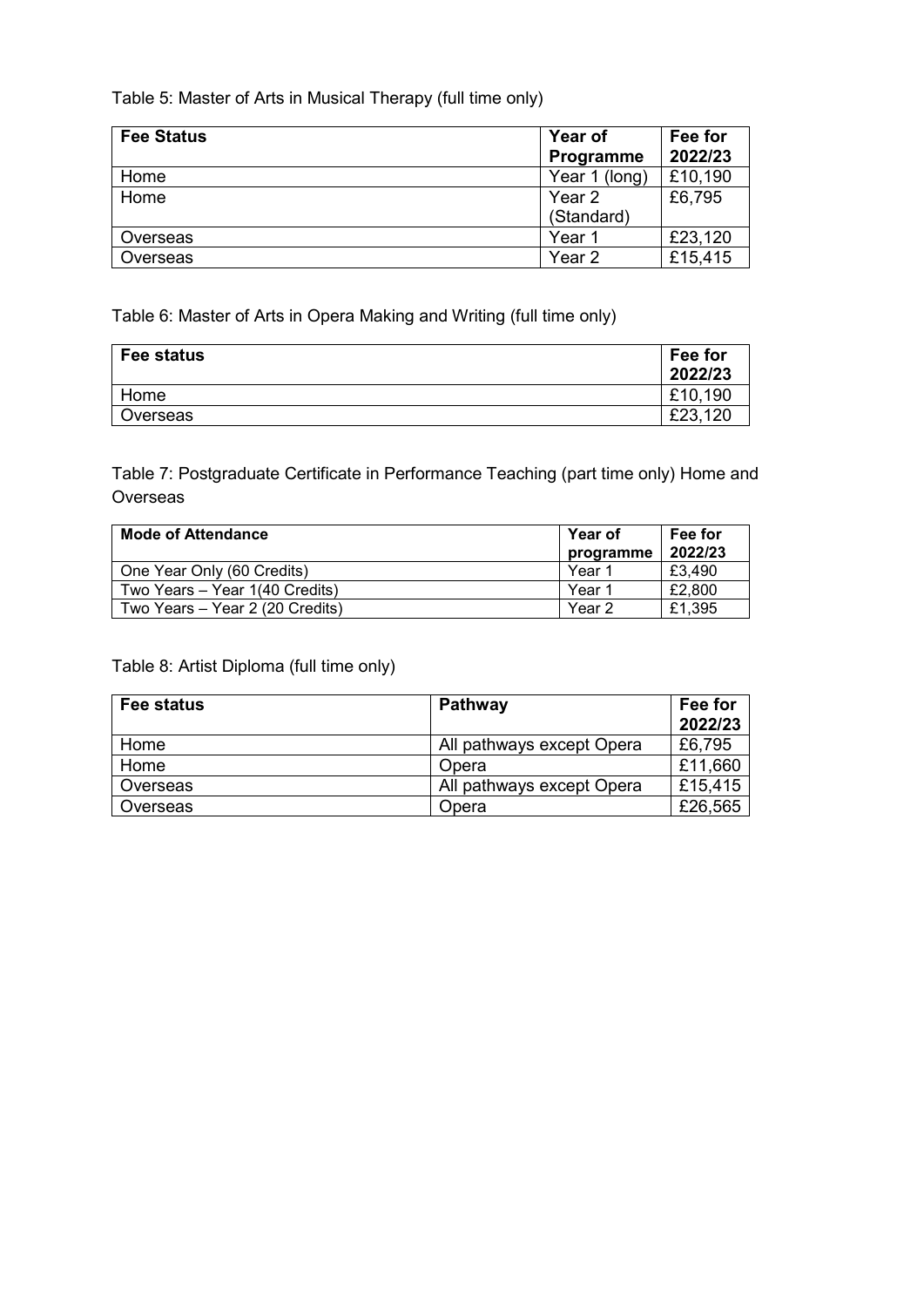Table 5: Master of Arts in Musical Therapy (full time only)

| Fee Status | Year of Programme | Fee for 2022/23 |
| --- | --- | --- |
| Home | Year 1 (long) | £10,190 |
| Home | Year 2 (Standard) | £6,795 |
| Overseas | Year 1 | £23,120 |
| Overseas | Year 2 | £15,415 |

Table 6: Master of Arts in Opera Making and Writing (full time only)

| Fee status | Fee for 2022/23 |
| --- | --- |
| Home | £10,190 |
| Overseas | £23,120 |

Table 7: Postgraduate Certificate in Performance Teaching (part time only) Home and Overseas

| Mode of Attendance | Year of programme | Fee for 2022/23 |
| --- | --- | --- |
| One Year Only (60 Credits) | Year 1 | £3,490 |
| Two Years – Year 1(40 Credits) | Year 1 | £2,800 |
| Two Years – Year 2 (20 Credits) | Year 2 | £1,395 |

Table 8: Artist Diploma (full time only)

| Fee status | Pathway | Fee for 2022/23 |
| --- | --- | --- |
| Home | All pathways except Opera | £6,795 |
| Home | Opera | £11,660 |
| Overseas | All pathways except Opera | £15,415 |
| Overseas | Opera | £26,565 |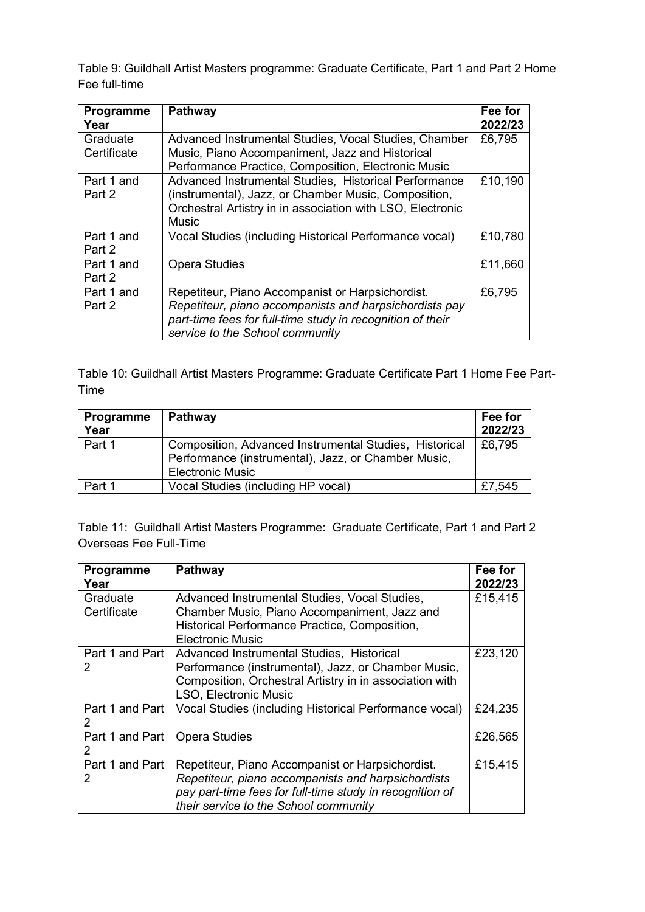Table 9: Guildhall Artist Masters programme: Graduate Certificate, Part 1 and Part 2 Home Fee full-time

| **Programme Year** | **Pathway** | **Fee for 2022/23** |
|---|---|---|
| Graduate Certificate | Advanced Instrumental Studies, Vocal Studies, Chamber Music, Piano Accompaniment, Jazz and Historical Performance Practice, Composition, Electronic Music | £6,795 |
| Part 1 and Part 2 | Advanced Instrumental Studies, Historical Performance (instrumental), Jazz, or Chamber Music, Composition, Orchestral Artistry in in association with LSO, Electronic Music | £10,190 |
| Part 1 and Part 2 | Vocal Studies (including Historical Performance vocal) | £10,780 |
| Part 1 and Part 2 | Opera Studies | £11,660 |
| Part 1 and Part 2 | Repetiteur, Piano Accompanist or Harpsichordist. *Repetiteur, piano accompanists and harpsichordists pay part-time fees for full-time study in recognition of their service to the School community* | £6,795 |

Table 10: Guildhall Artist Masters Programme: Graduate Certificate Part 1 Home Fee Part-Time

| **Programme Year** | **Pathway** | **Fee for 2022/23** |
|---|---|---|
| Part 1 | Composition, Advanced Instrumental Studies, Historical Performance (instrumental), Jazz, or Chamber Music, Electronic Music | £6,795 |
| Part 1 | Vocal Studies (including HP vocal) | £7,545 |

Table 11: Guildhall Artist Masters Programme: Graduate Certificate, Part 1 and Part 2 Overseas Fee Full-Time

| **Programme Year** | **Pathway** | **Fee for 2022/23** |
|---|---|---|
| Graduate Certificate | Advanced Instrumental Studies, Vocal Studies, Chamber Music, Piano Accompaniment, Jazz and Historical Performance Practice, Composition, Electronic Music | £15,415 |
| Part 1 and Part 2 | Advanced Instrumental Studies, Historical Performance (instrumental), Jazz, or Chamber Music, Composition, Orchestral Artistry in in association with LSO, Electronic Music | £23,120 |
| Part 1 and Part 2 | Vocal Studies (including Historical Performance vocal) | £24,235 |
| Part 1 and Part 2 | Opera Studies | £26,565 |
| Part 1 and Part 2 | Repetiteur, Piano Accompanist or Harpsichordist. *Repetiteur, piano accompanists and harpsichordists pay part-time fees for full-time study in recognition of their service to the School community* | £15,415 |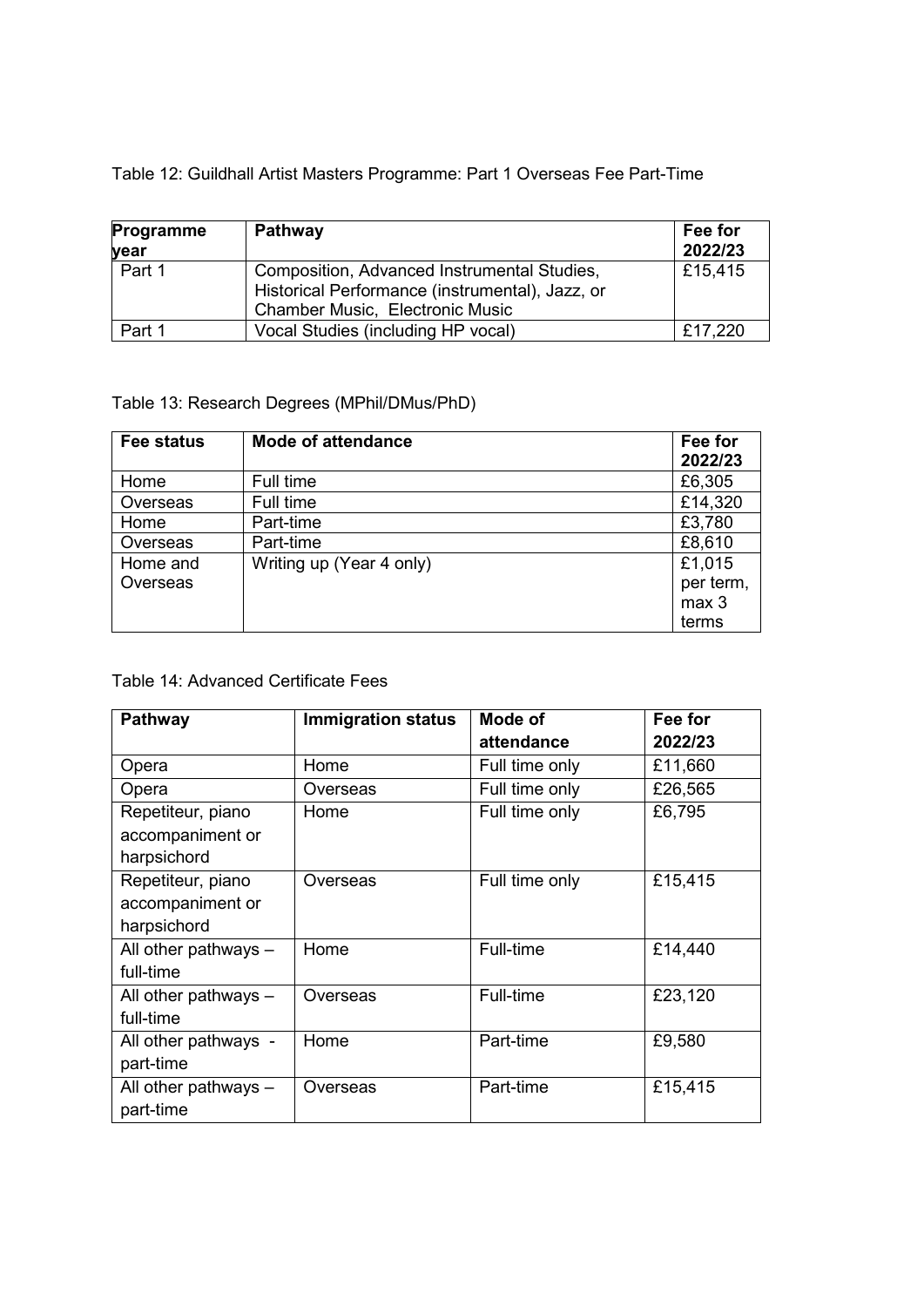Table 12: Guildhall Artist Masters Programme: Part 1 Overseas Fee Part-Time

| Programme year | Pathway | Fee for 2022/23 |
|---|---|---|
| Part 1 | Composition, Advanced Instrumental Studies, Historical Performance (instrumental), Jazz, or Chamber Music, Electronic Music | £15,415 |
| Part 1 | Vocal Studies (including HP vocal) | £17,220 |

Table 13: Research Degrees (MPhil/DMus/PhD)

| Fee status | Mode of attendance | Fee for 2022/23 |
|---|---|---|
| Home | Full time | £6,305 |
| Overseas | Full time | £14,320 |
| Home | Part-time | £3,780 |
| Overseas | Part-time | £8,610 |
| Home and Overseas | Writing up (Year 4 only) | £1,015 per term, max 3 terms |

Table 14: Advanced Certificate Fees

| Pathway | Immigration status | Mode of attendance | Fee for 2022/23 |
|---|---|---|---|
| Opera | Home | Full time only | £11,660 |
| Opera | Overseas | Full time only | £26,565 |
| Repetiteur, piano accompaniment or harpsichord | Home | Full time only | £6,795 |
| Repetiteur, piano accompaniment or harpsichord | Overseas | Full time only | £15,415 |
| All other pathways – full-time | Home | Full-time | £14,440 |
| All other pathways – full-time | Overseas | Full-time | £23,120 |
| All other pathways - part-time | Home | Part-time | £9,580 |
| All other pathways – part-time | Overseas | Part-time | £15,415 |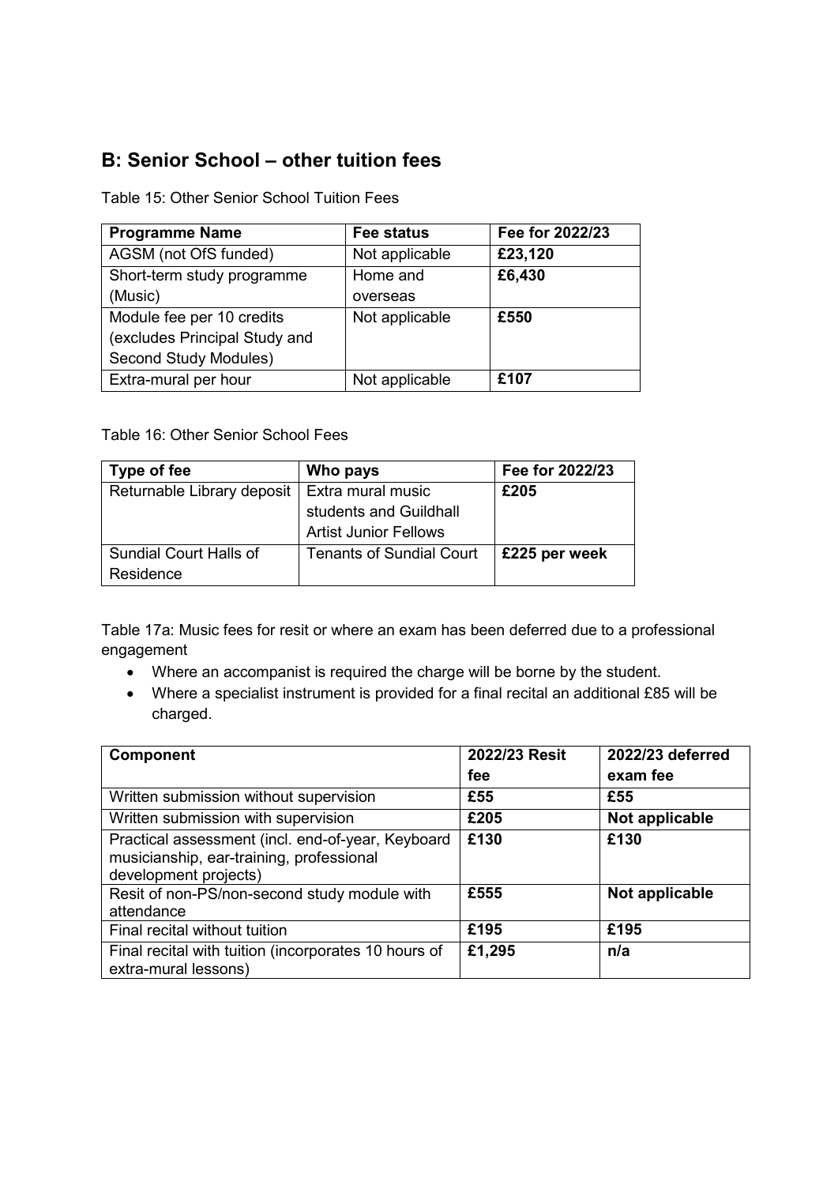## B: Senior School – other tuition fees

Table 15: Other Senior School Tuition Fees

| Programme Name | Fee status | Fee for 2022/23 |
|---|---|---|
| AGSM (not OfS funded) | Not applicable | **£23,120** |
| Short-term study programme (Music) | Home and overseas | **£6,430** |
| Module fee per 10 credits (excludes Principal Study and Second Study Modules) | Not applicable | **£550** |
| Extra-mural per hour | Not applicable | **£107** |

Table 16: Other Senior School Fees

| Type of fee | Who pays | Fee for 2022/23 |
|---|---|---|
| Returnable Library deposit | Extra mural music students and Guildhall Artist Junior Fellows | **£205** |
| Sundial Court Halls of Residence | Tenants of Sundial Court | **£225 per week** |

Table 17a: Music fees for resit or where an exam has been deferred due to a professional engagement

- Where an accompanist is required the charge will be borne by the student.
- Where a specialist instrument is provided for a final recital an additional £85 will be charged.

| Component | 2022/23 Resit fee | 2022/23 deferred exam fee |
|---|---|---|
| Written submission without supervision | **£55** | **£55** |
| Written submission with supervision | **£205** | **Not applicable** |
| Practical assessment (incl. end-of-year, Keyboard musicianship, ear-training, professional development projects) | **£130** | **£130** |
| Resit of non-PS/non-second study module with attendance | **£555** | **Not applicable** |
| Final recital without tuition | **£195** | **£195** |
| Final recital with tuition (incorporates 10 hours of extra-mural lessons) | **£1,295** | **n/a** |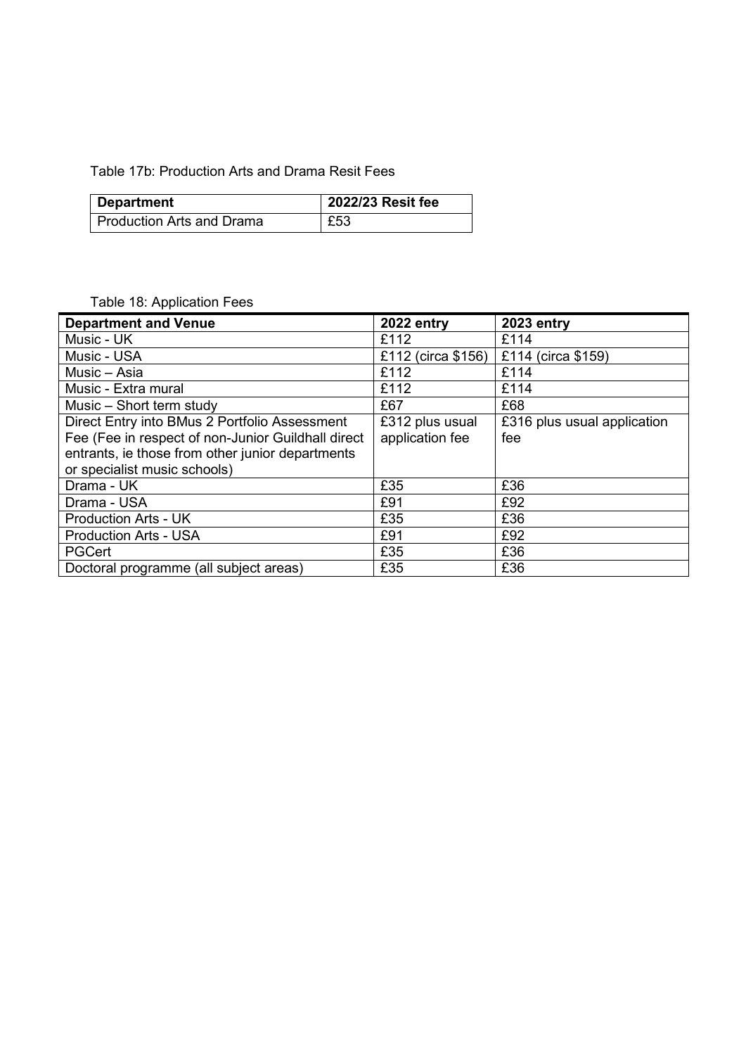Table 17b: Production Arts and Drama Resit Fees

| Department | 2022/23 Resit fee |
|---|---|
| Production Arts and Drama | £53 |

Table 18: Application Fees

| Department and Venue | 2022 entry | 2023 entry |
|---|---|---|
| Music - UK | £112 | £114 |
| Music - USA | £112 (circa $156) | £114 (circa $159) |
| Music – Asia | £112 | £114 |
| Music - Extra mural | £112 | £114 |
| Music – Short term study | £67 | £68 |
| Direct Entry into BMus 2 Portfolio Assessment Fee (Fee in respect of non-Junior Guildhall direct entrants, ie those from other junior departments or specialist music schools) | £312 plus usual application fee | £316 plus usual application fee |
| Drama - UK | £35 | £36 |
| Drama - USA | £91 | £92 |
| Production Arts - UK | £35 | £36 |
| Production Arts - USA | £91 | £92 |
| PGCert | £35 | £36 |
| Doctoral programme (all subject areas) | £35 | £36 |